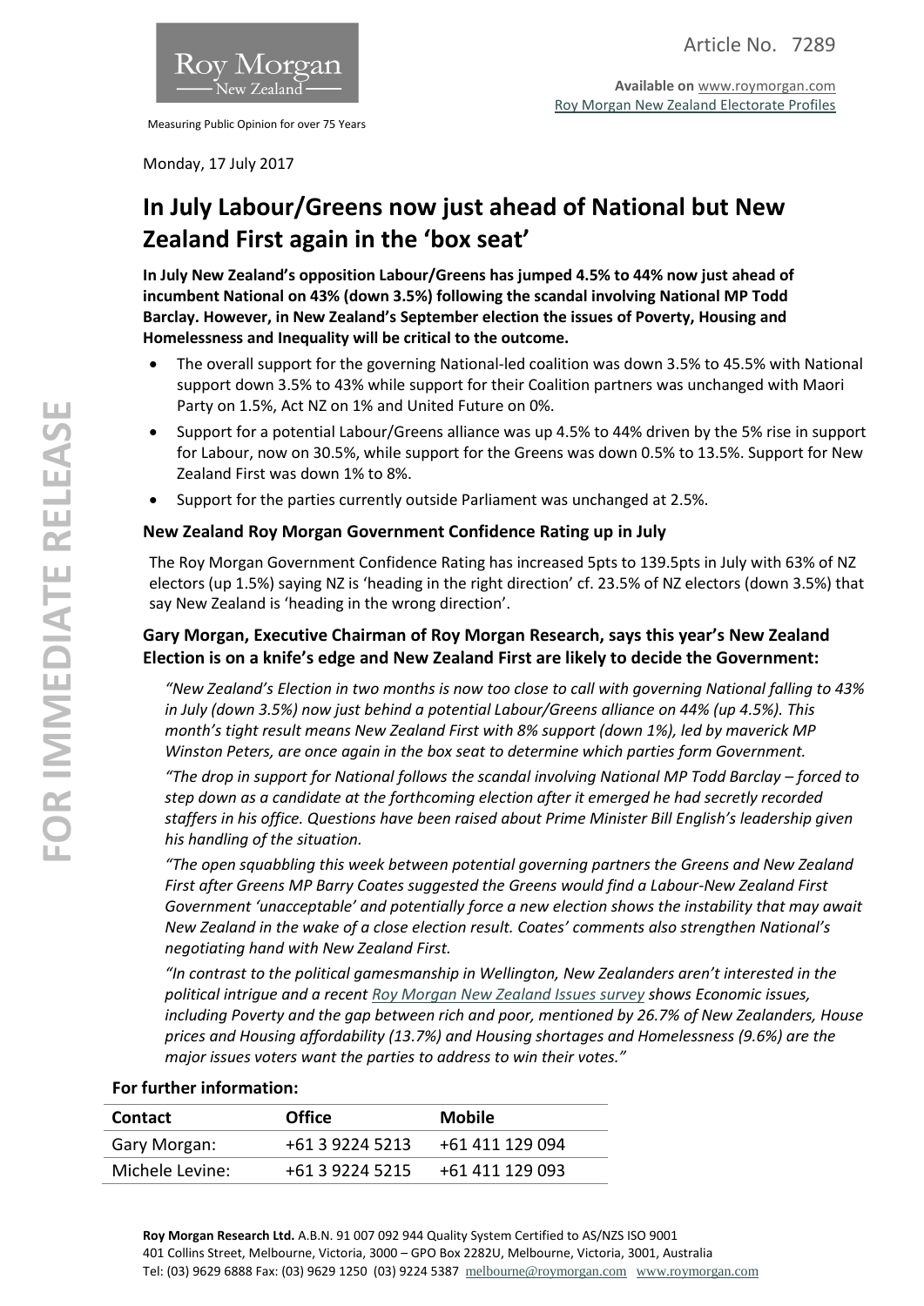Article No. 7289

**Available on** www.roymorgan.com
Roy Morgan New Zealand Electorate Profiles

Measuring Public Opinion for over 75 Years

Monday, 17 July 2017

# In July Labour/Greens now just ahead of National but New Zealand First again in the 'box seat'

**In July New Zealand's opposition Labour/Greens has jumped 4.5% to 44% now just ahead of incumbent National on 43% (down 3.5%) following the scandal involving National MP Todd Barclay. However, in New Zealand's September election the issues of Poverty, Housing and Homelessness and Inequality will be critical to the outcome.**

- The overall support for the governing National-led coalition was down 3.5% to 45.5% with National support down 3.5% to 43% while support for their Coalition partners was unchanged with Maori Party on 1.5%, Act NZ on 1% and United Future on 0%.
- Support for a potential Labour/Greens alliance was up 4.5% to 44% driven by the 5% rise in support for Labour, now on 30.5%, while support for the Greens was down 0.5% to 13.5%. Support for New Zealand First was down 1% to 8%.
- Support for the parties currently outside Parliament was unchanged at 2.5%.

### New Zealand Roy Morgan Government Confidence Rating up in July

The Roy Morgan Government Confidence Rating has increased 5pts to 139.5pts in July with 63% of NZ electors (up 1.5%) saying NZ is 'heading in the right direction' cf. 23.5% of NZ electors (down 3.5%) that say New Zealand is 'heading in the wrong direction'.

### Gary Morgan, Executive Chairman of Roy Morgan Research, says this year's New Zealand Election is on a knife's edge and New Zealand First are likely to decide the Government:

*"New Zealand's Election in two months is now too close to call with governing National falling to 43% in July (down 3.5%) now just behind a potential Labour/Greens alliance on 44% (up 4.5%). This month's tight result means New Zealand First with 8% support (down 1%), led by maverick MP Winston Peters, are once again in the box seat to determine which parties form Government.*

*"The drop in support for National follows the scandal involving National MP Todd Barclay – forced to step down as a candidate at the forthcoming election after it emerged he had secretly recorded staffers in his office. Questions have been raised about Prime Minister Bill English's leadership given his handling of the situation.*

*"The open squabbling this week between potential governing partners the Greens and New Zealand First after Greens MP Barry Coates suggested the Greens would find a Labour-New Zealand First Government 'unacceptable' and potentially force a new election shows the instability that may await New Zealand in the wake of a close election result. Coates' comments also strengthen National's negotiating hand with New Zealand First.*

*"In contrast to the political gamesmanship in Wellington, New Zealanders aren't interested in the political intrigue and a recent Roy Morgan New Zealand Issues survey shows Economic issues, including Poverty and the gap between rich and poor, mentioned by 26.7% of New Zealanders, House prices and Housing affordability (13.7%) and Housing shortages and Homelessness (9.6%) are the major issues voters want the parties to address to win their votes."*

**For further information:**

| Contact | Office | Mobile |
| --- | --- | --- |
| Gary Morgan: | +61 3 9224 5213 | +61 411 129 094 |
| Michele Levine: | +61 3 9224 5215 | +61 411 129 093 |

**Roy Morgan Research Ltd.** A.B.N. 91 007 092 944 Quality System Certified to AS/NZS ISO 9001
401 Collins Street, Melbourne, Victoria, 3000 – GPO Box 2282U, Melbourne, Victoria, 3001, Australia
Tel: (03) 9629 6888 Fax: (03) 9629 1250 (03) 9224 5387 melbourne@roymorgan.com www.roymorgan.com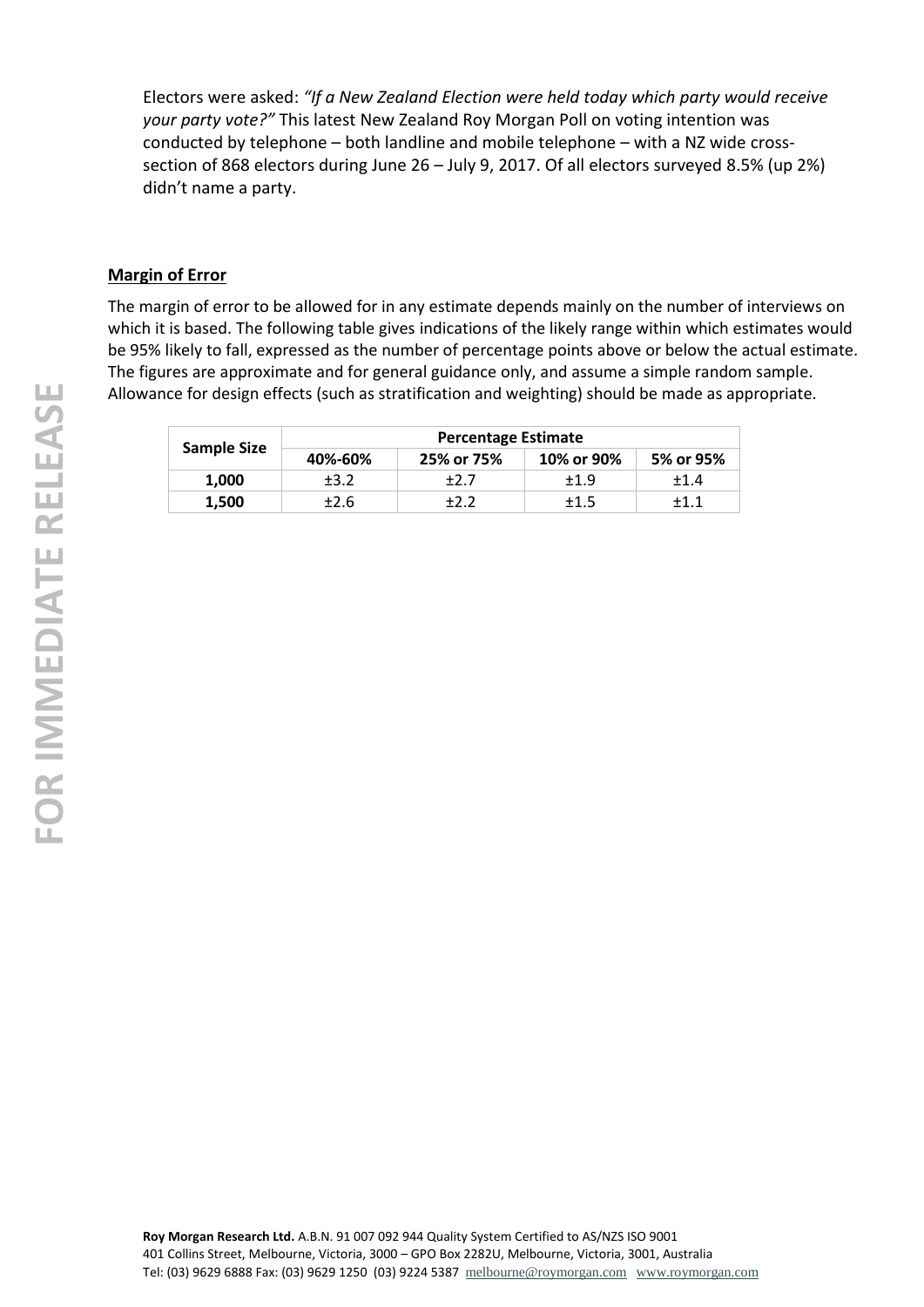Electors were asked: *"If a New Zealand Election were held today which party would receive your party vote?"* This latest New Zealand Roy Morgan Poll on voting intention was conducted by telephone – both landline and mobile telephone – with a NZ wide cross-section of 868 electors during June 26 – July 9, 2017. Of all electors surveyed 8.5% (up 2%) didn't name a party.

**Margin of Error**

The margin of error to be allowed for in any estimate depends mainly on the number of interviews on which it is based. The following table gives indications of the likely range within which estimates would be 95% likely to fall, expressed as the number of percentage points above or below the actual estimate. The figures are approximate and for general guidance only, and assume a simple random sample. Allowance for design effects (such as stratification and weighting) should be made as appropriate.

| Sample Size | Percentage Estimate | | | |
|---|---|---|---|---|
| | 40%-60% | 25% or 75% | 10% or 90% | 5% or 95% |
| **1,000** | ±3.2 | ±2.7 | ±1.9 | ±1.4 |
| **1,500** | ±2.6 | ±2.2 | ±1.5 | ±1.1 |

**Roy Morgan Research Ltd.** A.B.N. 91 007 092 944 Quality System Certified to AS/NZS ISO 9001
401 Collins Street, Melbourne, Victoria, 3000 – GPO Box 2282U, Melbourne, Victoria, 3001, Australia
Tel: (03) 9629 6888 Fax: (03) 9629 1250 (03) 9224 5387 melbourne@roymorgan.com www.roymorgan.com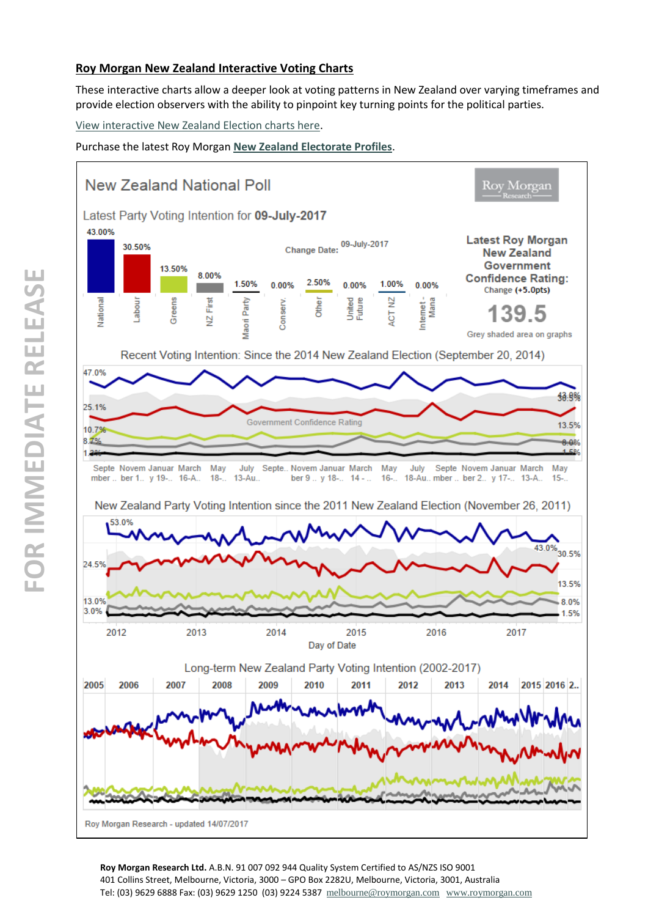## Roy Morgan New Zealand Interactive Voting Charts

These interactive charts allow a deeper look at voting patterns in New Zealand over varying timeframes and provide election observers with the ability to pinpoint key turning points for the political parties.

View interactive New Zealand Election charts here.

Purchase the latest Roy Morgan New Zealand Electorate Profiles.

### New Zealand National Poll

Latest Party Voting Intention for **09-July-2017**

Change Date: 09-July-2017

| National | Labour | Greens | NZ First | Maori Party | Conserv. | Other | United Future | ACT NZ | Internet - Mana |
|---|---|---|---|---|---|---|---|---|---|
| 43.00% | 30.50% | 13.50% | 8.00% | 1.50% | 0.00% | 2.50% | 0.00% | 1.00% | 0.00% |

**Latest Roy Morgan New Zealand Government Confidence Rating:**

Change (+5.0pts)

**139.5**

Grey shaded area on graphs

Recent Voting Intention: Since the 2014 New Zealand Election (September 20, 2014)

New Zealand Party Voting Intention since the 2011 New Zealand Election (November 26, 2011)

Long-term New Zealand Party Voting Intention (2002-2017)

Roy Morgan Research - updated 14/07/2017

**Roy Morgan Research Ltd.** A.B.N. 91 007 092 944 Quality System Certified to AS/NZS ISO 9001
401 Collins Street, Melbourne, Victoria, 3000 – GPO Box 2282U, Melbourne, Victoria, 3001, Australia
Tel: (03) 9629 6888 Fax: (03) 9629 1250 (03) 9224 5387 melbourne@roymorgan.com www.roymorgan.com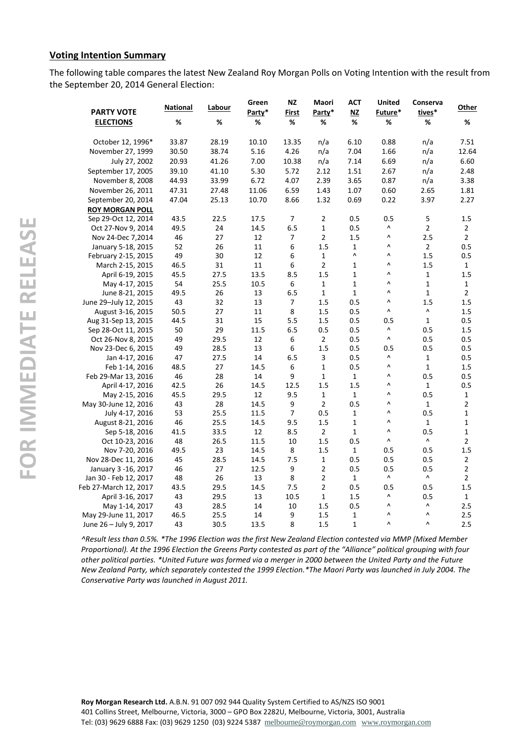## Voting Intention Summary

The following table compares the latest New Zealand Roy Morgan Polls on Voting Intention with the result from the September 20, 2014 General Election:

| PARTY VOTE ELECTIONS | National % | Labour % | Green Party* % | NZ First % | Maori Party* % | ACT NZ % | United Future* % | Conservatives* % | Other % |
|---|---|---|---|---|---|---|---|---|---|
| October 12, 1996* | 33.87 | 28.19 | 10.10 | 13.35 | n/a | 6.10 | 0.88 | n/a | 7.51 |
| November 27, 1999 | 30.50 | 38.74 | 5.16 | 4.26 | n/a | 7.04 | 1.66 | n/a | 12.64 |
| July 27, 2002 | 20.93 | 41.26 | 7.00 | 10.38 | n/a | 7.14 | 6.69 | n/a | 6.60 |
| September 17, 2005 | 39.10 | 41.10 | 5.30 | 5.72 | 2.12 | 1.51 | 2.67 | n/a | 2.48 |
| November 8, 2008 | 44.93 | 33.99 | 6.72 | 4.07 | 2.39 | 3.65 | 0.87 | n/a | 3.38 |
| November 26, 2011 | 47.31 | 27.48 | 11.06 | 6.59 | 1.43 | 1.07 | 0.60 | 2.65 | 1.81 |
| September 20, 2014 | 47.04 | 25.13 | 10.70 | 8.66 | 1.32 | 0.69 | 0.22 | 3.97 | 2.27 |
| **ROY MORGAN POLL** | | | | | | | | | |
| Sep 29-Oct 12, 2014 | 43.5 | 22.5 | 17.5 | 7 | 2 | 0.5 | 0.5 | 5 | 1.5 |
| Oct 27-Nov 9, 2014 | 49.5 | 24 | 14.5 | 6.5 | 1 | 0.5 | ^ | 2 | 2 |
| Nov 24-Dec 7,2014 | 46 | 27 | 12 | 7 | 2 | 1.5 | ^ | 2.5 | 2 |
| January 5-18, 2015 | 52 | 26 | 11 | 6 | 1.5 | 1 | ^ | 2 | 0.5 |
| February 2-15, 2015 | 49 | 30 | 12 | 6 | 1 | ^ | ^ | 1.5 | 0.5 |
| March 2-15, 2015 | 46.5 | 31 | 11 | 6 | 2 | 1 | ^ | 1.5 | 1 |
| April 6-19, 2015 | 45.5 | 27.5 | 13.5 | 8.5 | 1.5 | 1 | ^ | 1 | 1.5 |
| May 4-17, 2015 | 54 | 25.5 | 10.5 | 6 | 1 | 1 | ^ | 1 | 1 |
| June 8-21, 2015 | 49.5 | 26 | 13 | 6.5 | 1 | 1 | ^ | 1 | 2 |
| June 29–July 12, 2015 | 43 | 32 | 13 | 7 | 1.5 | 0.5 | ^ | 1.5 | 1.5 |
| August 3-16, 2015 | 50.5 | 27 | 11 | 8 | 1.5 | 0.5 | ^ | ^ | 1.5 |
| Aug 31-Sep 13, 2015 | 44.5 | 31 | 15 | 5.5 | 1.5 | 0.5 | 0.5 | 1 | 0.5 |
| Sep 28-Oct 11, 2015 | 50 | 29 | 11.5 | 6.5 | 0.5 | 0.5 | ^ | 0.5 | 1.5 |
| Oct 26-Nov 8, 2015 | 49 | 29.5 | 12 | 6 | 2 | 0.5 | ^ | 0.5 | 0.5 |
| Nov 23-Dec 6, 2015 | 49 | 28.5 | 13 | 6 | 1.5 | 0.5 | 0.5 | 0.5 | 0.5 |
| Jan 4-17, 2016 | 47 | 27.5 | 14 | 6.5 | 3 | 0.5 | ^ | 1 | 0.5 |
| Feb 1-14, 2016 | 48.5 | 27 | 14.5 | 6 | 1 | 0.5 | ^ | 1 | 1.5 |
| Feb 29-Mar 13, 2016 | 46 | 28 | 14 | 9 | 1 | 1 | ^ | 0.5 | 0.5 |
| April 4-17, 2016 | 42.5 | 26 | 14.5 | 12.5 | 1.5 | 1.5 | ^ | 1 | 0.5 |
| May 2-15, 2016 | 45.5 | 29.5 | 12 | 9.5 | 1 | 1 | ^ | 0.5 | 1 |
| May 30-June 12, 2016 | 43 | 28 | 14.5 | 9 | 2 | 0.5 | ^ | 1 | 2 |
| July 4-17, 2016 | 53 | 25.5 | 11.5 | 7 | 0.5 | 1 | ^ | 0.5 | 1 |
| August 8-21, 2016 | 46 | 25.5 | 14.5 | 9.5 | 1.5 | 1 | ^ | 1 | 1 |
| Sep 5-18, 2016 | 41.5 | 33.5 | 12 | 8.5 | 2 | 1 | ^ | 0.5 | 1 |
| Oct 10-23, 2016 | 48 | 26.5 | 11.5 | 10 | 1.5 | 0.5 | ^ | ^ | 2 |
| Nov 7-20, 2016 | 49.5 | 23 | 14.5 | 8 | 1.5 | 1 | 0.5 | 0.5 | 1.5 |
| Nov 28-Dec 11, 2016 | 45 | 28.5 | 14.5 | 7.5 | 1 | 0.5 | 0.5 | 0.5 | 2 |
| January 3 -16, 2017 | 46 | 27 | 12.5 | 9 | 2 | 0.5 | 0.5 | 0.5 | 2 |
| Jan 30 - Feb 12, 2017 | 48 | 26 | 13 | 8 | 2 | 1 | ^ | ^ | 2 |
| Feb 27-March 12, 2017 | 43.5 | 29.5 | 14.5 | 7.5 | 2 | 0.5 | 0.5 | 0.5 | 1.5 |
| April 3-16, 2017 | 43 | 29.5 | 13 | 10.5 | 1 | 1.5 | ^ | 0.5 | 1 |
| May 1-14, 2017 | 43 | 28.5 | 14 | 10 | 1.5 | 0.5 | ^ | ^ | 2.5 |
| May 29-June 11, 2017 | 46.5 | 25.5 | 14 | 9 | 1.5 | 1 | ^ | ^ | 2.5 |
| June 26 – July 9, 2017 | 43 | 30.5 | 13.5 | 8 | 1.5 | 1 | ^ | ^ | 2.5 |

*^Result less than 0.5%. *The 1996 Election was the first New Zealand Election contested via MMP (Mixed Member Proportional). At the 1996 Election the Greens Party contested as part of the "Alliance" political grouping with four other political parties. *United Future was formed via a merger in 2000 between the United Party and the Future New Zealand Party, which separately contested the 1999 Election. *The Maori Party was launched in July 2004. The Conservative Party was launched in August 2011.*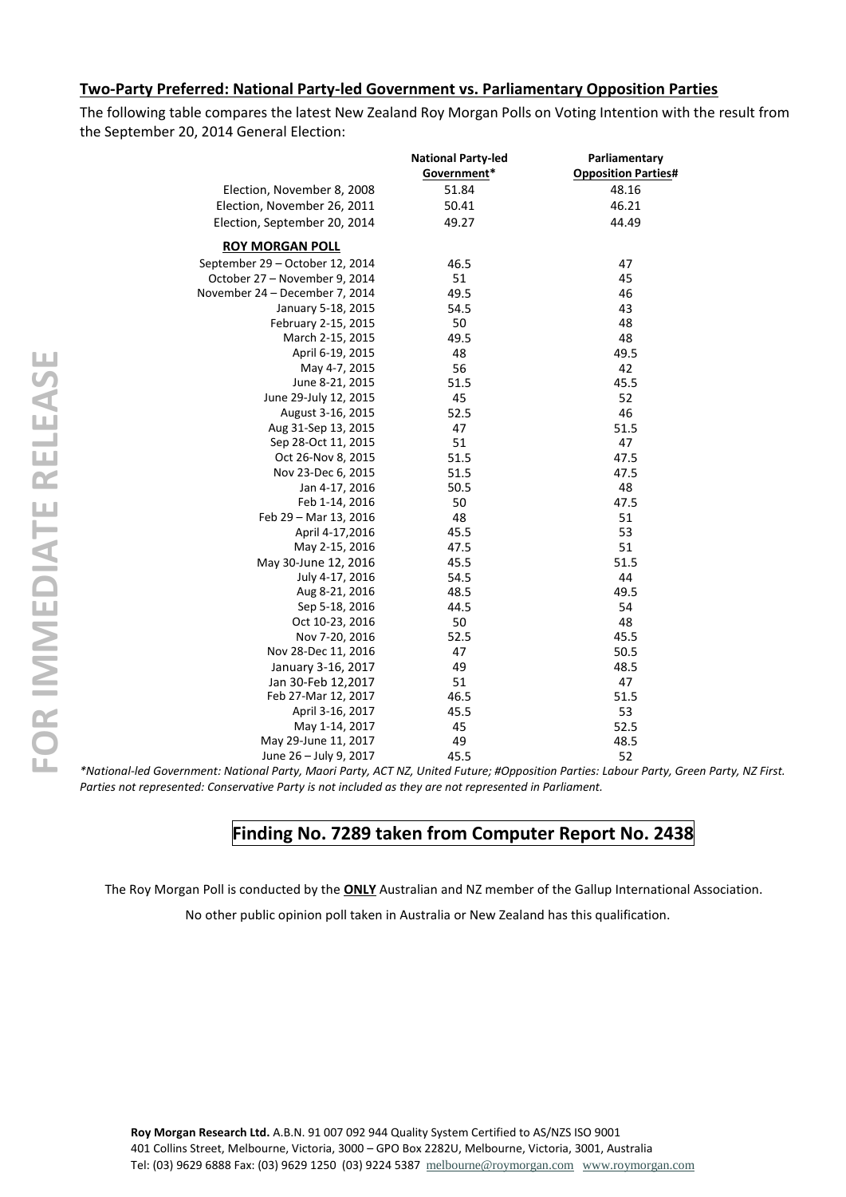## Two-Party Preferred: National Party-led Government vs. Parliamentary Opposition Parties

The following table compares the latest New Zealand Roy Morgan Polls on Voting Intention with the result from the September 20, 2014 General Election:

| | National Party-led Government* | Parliamentary Opposition Parties# |
|---|---|---|
| Election, November 8, 2008 | 51.84 | 48.16 |
| Election, November 26, 2011 | 50.41 | 46.21 |
| Election, September 20, 2014 | 49.27 | 44.49 |
| **ROY MORGAN POLL** | | |
| September 29 – October 12, 2014 | 46.5 | 47 |
| October 27 – November 9, 2014 | 51 | 45 |
| November 24 – December 7, 2014 | 49.5 | 46 |
| January 5-18, 2015 | 54.5 | 43 |
| February 2-15, 2015 | 50 | 48 |
| March 2-15, 2015 | 49.5 | 48 |
| April 6-19, 2015 | 48 | 49.5 |
| May 4-7, 2015 | 56 | 42 |
| June 8-21, 2015 | 51.5 | 45.5 |
| June 29-July 12, 2015 | 45 | 52 |
| August 3-16, 2015 | 52.5 | 46 |
| Aug 31-Sep 13, 2015 | 47 | 51.5 |
| Sep 28-Oct 11, 2015 | 51 | 47 |
| Oct 26-Nov 8, 2015 | 51.5 | 47.5 |
| Nov 23-Dec 6, 2015 | 51.5 | 47.5 |
| Jan 4-17, 2016 | 50.5 | 48 |
| Feb 1-14, 2016 | 50 | 47.5 |
| Feb 29 – Mar 13, 2016 | 48 | 51 |
| April 4-17,2016 | 45.5 | 53 |
| May 2-15, 2016 | 47.5 | 51 |
| May 30-June 12, 2016 | 45.5 | 51.5 |
| July 4-17, 2016 | 54.5 | 44 |
| Aug 8-21, 2016 | 48.5 | 49.5 |
| Sep 5-18, 2016 | 44.5 | 54 |
| Oct 10-23, 2016 | 50 | 48 |
| Nov 7-20, 2016 | 52.5 | 45.5 |
| Nov 28-Dec 11, 2016 | 47 | 50.5 |
| January 3-16, 2017 | 49 | 48.5 |
| Jan 30-Feb 12,2017 | 51 | 47 |
| Feb 27-Mar 12, 2017 | 46.5 | 51.5 |
| April 3-16, 2017 | 45.5 | 53 |
| May 1-14, 2017 | 45 | 52.5 |
| May 29-June 11, 2017 | 49 | 48.5 |
| June 26 – July 9, 2017 | 45.5 | 52 |

*\*National-led Government: National Party, Maori Party, ACT NZ, United Future; #Opposition Parties: Labour Party, Green Party, NZ First. Parties not represented: Conservative Party is not included as they are not represented in Parliament.*

**Finding No. 7289 taken from Computer Report No. 2438**

The Roy Morgan Poll is conducted by the **ONLY** Australian and NZ member of the Gallup International Association.

No other public opinion poll taken in Australia or New Zealand has this qualification.

**Roy Morgan Research Ltd.** A.B.N. 91 007 092 944 Quality System Certified to AS/NZS ISO 9001
401 Collins Street, Melbourne, Victoria, 3000 – GPO Box 2282U, Melbourne, Victoria, 3001, Australia
Tel: (03) 9629 6888 Fax: (03) 9629 1250 (03) 9224 5387 melbourne@roymorgan.com www.roymorgan.com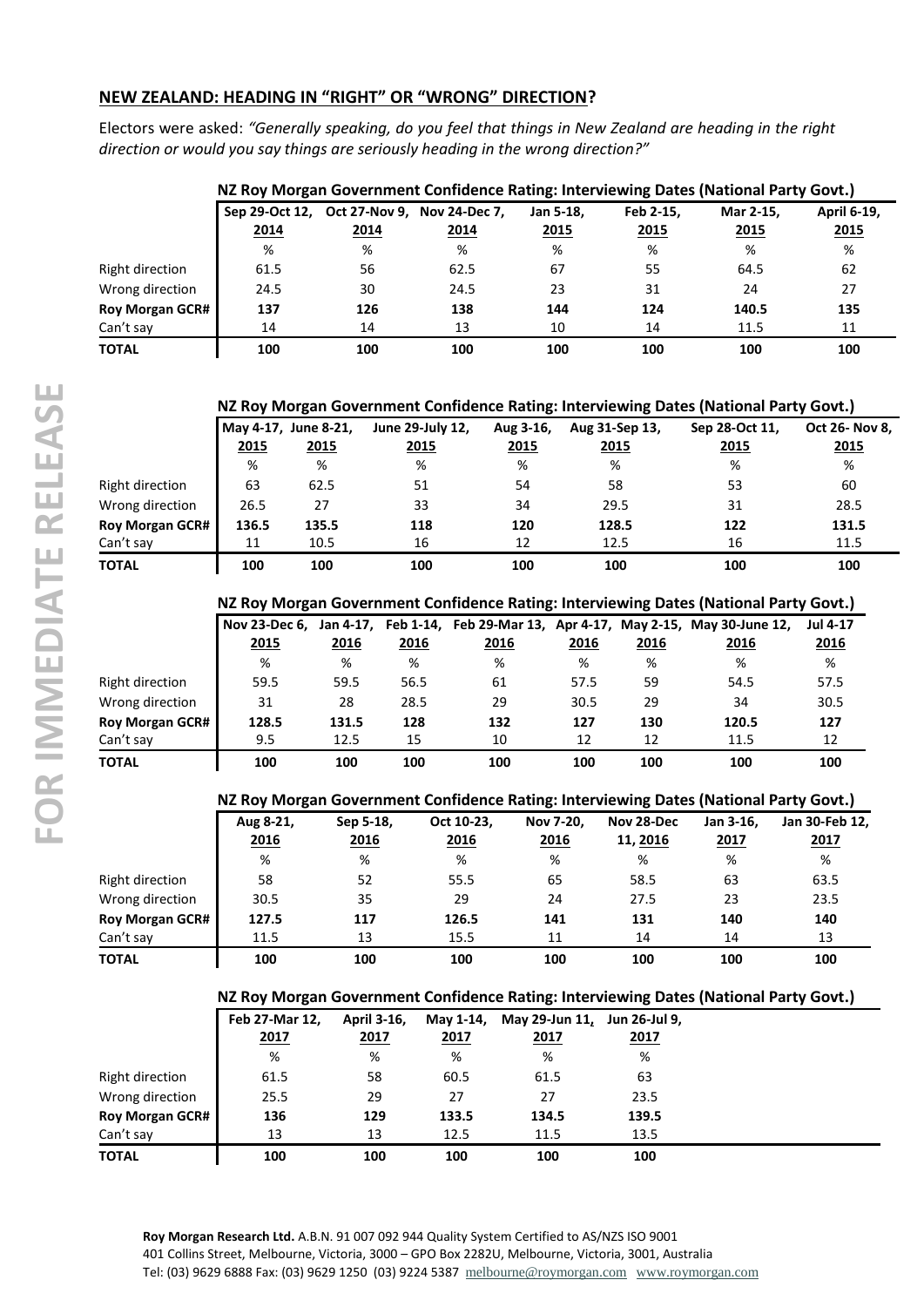## NEW ZEALAND: HEADING IN "RIGHT" OR "WRONG" DIRECTION?

Electors were asked: *"Generally speaking, do you feel that things in New Zealand are heading in the right direction or would you say things are seriously heading in the wrong direction?"*

**NZ Roy Morgan Government Confidence Rating: Interviewing Dates (National Party Govt.)**

| | Sep 29-Oct 12, 2014 | Oct 27-Nov 9, 2014 | Nov 24-Dec 7, 2014 | Jan 5-18, 2015 | Feb 2-15, 2015 | Mar 2-15, 2015 | April 6-19, 2015 |
|---|---|---|---|---|---|---|---|
| | % | % | % | % | % | % | % |
| Right direction | 61.5 | 56 | 62.5 | 67 | 55 | 64.5 | 62 |
| Wrong direction | 24.5 | 30 | 24.5 | 23 | 31 | 24 | 27 |
| **Roy Morgan GCR#** | **137** | **126** | **138** | **144** | **124** | **140.5** | **135** |
| Can't say | 14 | 14 | 13 | 10 | 14 | 11.5 | 11 |
| **TOTAL** | **100** | **100** | **100** | **100** | **100** | **100** | **100** |

**NZ Roy Morgan Government Confidence Rating: Interviewing Dates (National Party Govt.)**

| | May 4-17, 2015 | June 8-21, 2015 | June 29-July 12, 2015 | Aug 3-16, 2015 | Aug 31-Sep 13, 2015 | Sep 28-Oct 11, 2015 | Oct 26- Nov 8, 2015 |
|---|---|---|---|---|---|---|---|
| | % | % | % | % | % | % | % |
| Right direction | 63 | 62.5 | 51 | 54 | 58 | 53 | 60 |
| Wrong direction | 26.5 | 27 | 33 | 34 | 29.5 | 31 | 28.5 |
| **Roy Morgan GCR#** | **136.5** | **135.5** | **118** | **120** | **128.5** | **122** | **131.5** |
| Can't say | 11 | 10.5 | 16 | 12 | 12.5 | 16 | 11.5 |
| **TOTAL** | **100** | **100** | **100** | **100** | **100** | **100** | **100** |

**NZ Roy Morgan Government Confidence Rating: Interviewing Dates (National Party Govt.)**

| | Nov 23-Dec 6, 2015 | Jan 4-17, 2016 | Feb 1-14, 2016 | Feb 29-Mar 13, 2016 | Apr 4-17, 2016 | May 2-15, 2016 | May 30-June 12, 2016 | Jul 4-17 2016 |
|---|---|---|---|---|---|---|---|---|
| | % | % | % | % | % | % | % | % |
| Right direction | 59.5 | 59.5 | 56.5 | 61 | 57.5 | 59 | 54.5 | 57.5 |
| Wrong direction | 31 | 28 | 28.5 | 29 | 30.5 | 29 | 34 | 30.5 |
| **Roy Morgan GCR#** | **128.5** | **131.5** | **128** | **132** | **127** | **130** | **120.5** | **127** |
| Can't say | 9.5 | 12.5 | 15 | 10 | 12 | 12 | 11.5 | 12 |
| **TOTAL** | **100** | **100** | **100** | **100** | **100** | **100** | **100** | **100** |

**NZ Roy Morgan Government Confidence Rating: Interviewing Dates (National Party Govt.)**

| | Aug 8-21, 2016 | Sep 5-18, 2016 | Oct 10-23, 2016 | Nov 7-20, 2016 | Nov 28-Dec 11, 2016 | Jan 3-16, 2017 | Jan 30-Feb 12, 2017 |
|---|---|---|---|---|---|---|---|
| | % | % | % | % | % | % | % |
| Right direction | 58 | 52 | 55.5 | 65 | 58.5 | 63 | 63.5 |
| Wrong direction | 30.5 | 35 | 29 | 24 | 27.5 | 23 | 23.5 |
| **Roy Morgan GCR#** | **127.5** | **117** | **126.5** | **141** | **131** | **140** | **140** |
| Can't say | 11.5 | 13 | 15.5 | 11 | 14 | 14 | 13 |
| **TOTAL** | **100** | **100** | **100** | **100** | **100** | **100** | **100** |

**NZ Roy Morgan Government Confidence Rating: Interviewing Dates (National Party Govt.)**

| | Feb 27-Mar 12, 2017 | April 3-16, 2017 | May 1-14, 2017 | May 29-Jun 11, 2017 | Jun 26-Jul 9, 2017 |
|---|---|---|---|---|---|
| | % | % | % | % | % |
| Right direction | 61.5 | 58 | 60.5 | 61.5 | 63 |
| Wrong direction | 25.5 | 29 | 27 | 27 | 23.5 |
| **Roy Morgan GCR#** | **136** | **129** | **133.5** | **134.5** | **139.5** |
| Can't say | 13 | 13 | 12.5 | 11.5 | 13.5 |
| **TOTAL** | **100** | **100** | **100** | **100** | **100** |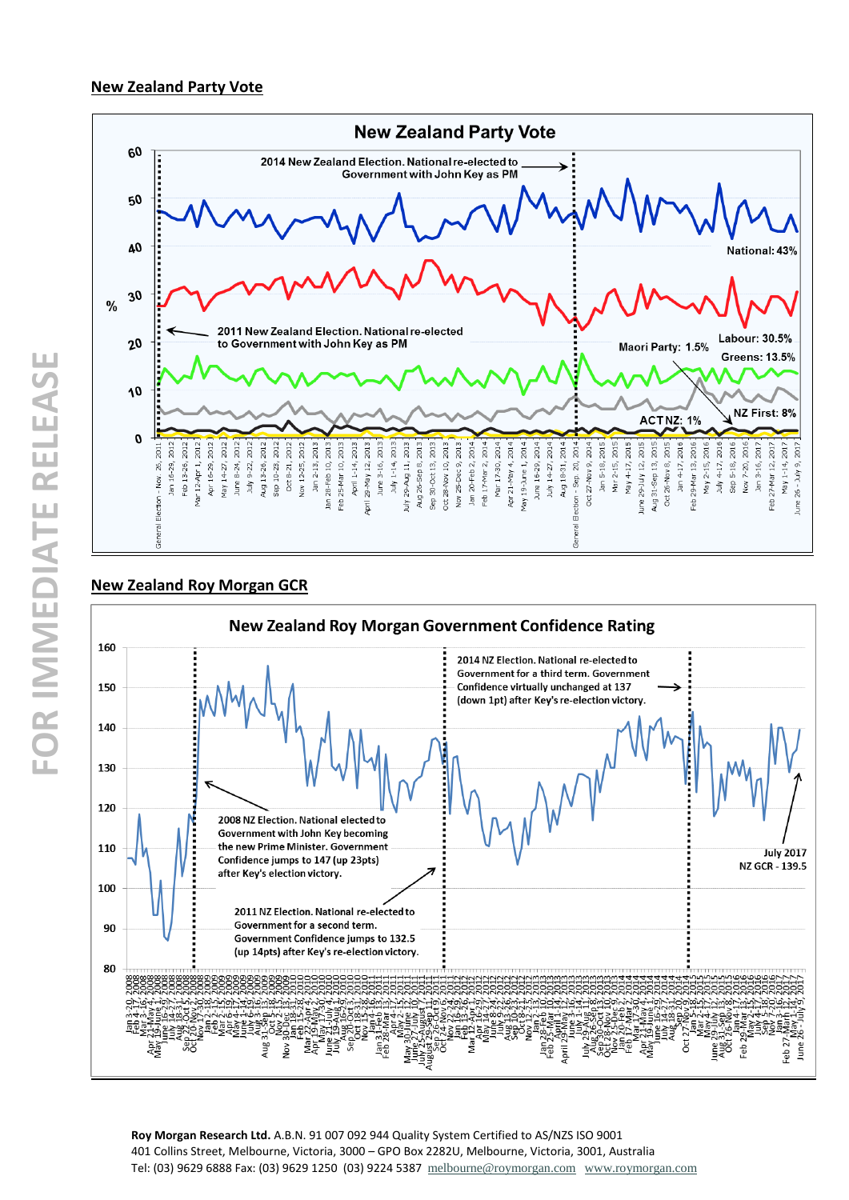## New Zealand Party Vote

New Zealand Party Vote

2014 New Zealand Election. National re-elected to Government with John Key as PM

2011 New Zealand Election. National re-elected to Government with John Key as PM

National: 43%

Labour: 30.5%

Maori Party: 1.5%

Greens: 13.5%

NZ First: 8%

ACT NZ: 1%

## New Zealand Roy Morgan GCR

New Zealand Roy Morgan Government Confidence Rating

2014 NZ Election. National re-elected to Government for a third term. Government Confidence virtually unchanged at 137 (down 1pt) after Key's re-election victory.

2008 NZ Election. National elected to Government with John Key becoming the new Prime Minister. Government Confidence jumps to 147 (up 23pts) after Key's election victory.

2011 NZ Election. National re-elected to Government for a second term. Government Confidence jumps to 132.5 (up 14pts) after Key's re-election victory.

July 2017 NZ GCR - 139.5

**Roy Morgan Research Ltd.** A.B.N. 91 007 092 944 Quality System Certified to AS/NZS ISO 9001
401 Collins Street, Melbourne, Victoria, 3000 – GPO Box 2282U, Melbourne, Victoria, 3001, Australia
Tel: (03) 9629 6888 Fax: (03) 9629 1250 (03) 9224 5387 melbourne@roymorgan.com www.roymorgan.com